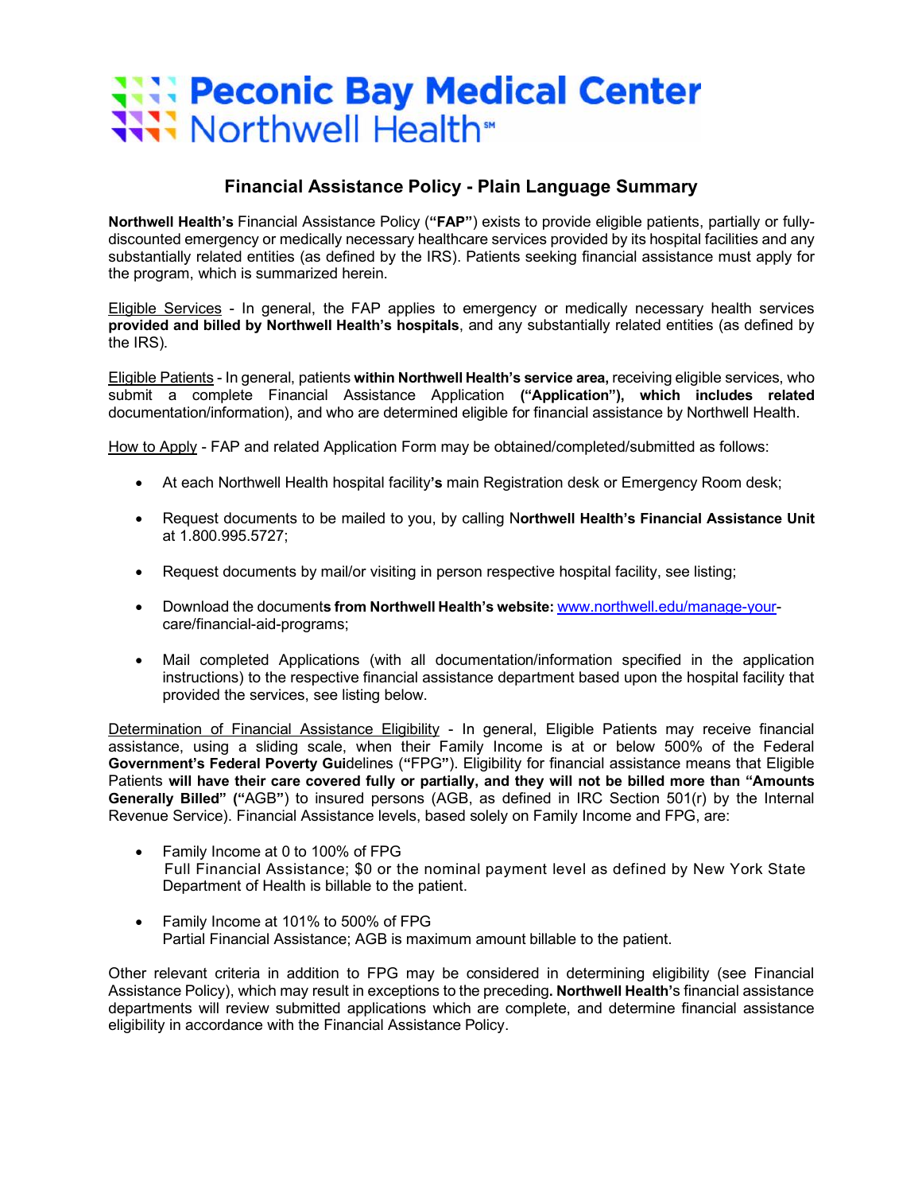# Peconic Bay Medical Center
## Northwell Health℠

## Financial Assistance Policy - Plain Language Summary

**Northwell Health's** Financial Assistance Policy (**"FAP"**) exists to provide eligible patients, partially or fully-discounted emergency or medically necessary healthcare services provided by its hospital facilities and any substantially related entities (as defined by the IRS). Patients seeking financial assistance must apply for the program, which is summarized herein.

Eligible Services - In general, the FAP applies to emergency or medically necessary health services **provided and billed by Northwell Health's hospitals**, and any substantially related entities (as defined by the IRS).

Eligible Patients - In general, patients **within Northwell Health's service area,** receiving eligible services, who submit a complete Financial Assistance Application **("Application"), which includes related** documentation/information), and who are determined eligible for financial assistance by Northwell Health.

How to Apply - FAP and related Application Form may be obtained/completed/submitted as follows:

- At each Northwell Health hospital facility**'s** main Registration desk or Emergency Room desk;
- Request documents to be mailed to you, by calling N**orthwell Health's Financial Assistance Unit** at 1.800.995.5727;
- Request documents by mail/or visiting in person respective hospital facility, see listing;
- Download the document**s from Northwell Health's website:** www.northwell.edu/manage-your-care/financial-aid-programs;
- Mail completed Applications (with all documentation/information specified in the application instructions) to the respective financial assistance department based upon the hospital facility that provided the services, see listing below.

Determination of Financial Assistance Eligibility - In general, Eligible Patients may receive financial assistance, using a sliding scale, when their Family Income is at or below 500% of the Federal **Government's Federal Poverty Gui**delines (**"**FPG**"**). Eligibility for financial assistance means that Eligible Patients **will have their care covered fully or partially, and they will not be billed more than "Amounts Generally Billed" ("**AGB**"**) to insured persons (AGB, as defined in IRC Section 501(r) by the Internal Revenue Service). Financial Assistance levels, based solely on Family Income and FPG, are:

- Family Income at 0 to 100% of FPG
  Full Financial Assistance; $0 or the nominal payment level as defined by New York State Department of Health is billable to the patient.
- Family Income at 101% to 500% of FPG
  Partial Financial Assistance; AGB is maximum amount billable to the patient.

Other relevant criteria in addition to FPG may be considered in determining eligibility (see Financial Assistance Policy), which may result in exceptions to the preceding**. Northwell Health'**s financial assistance departments will review submitted applications which are complete, and determine financial assistance eligibility in accordance with the Financial Assistance Policy.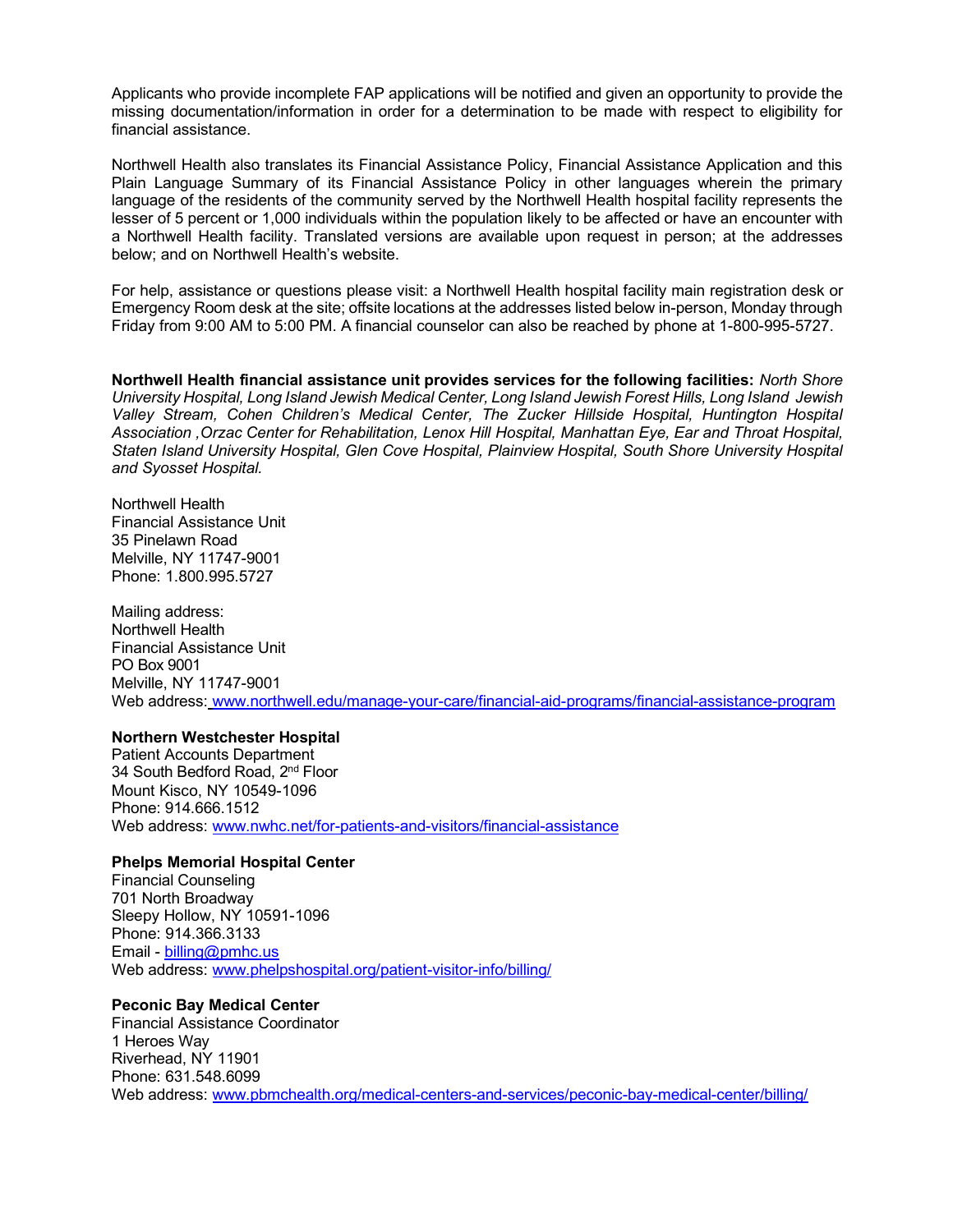Applicants who provide incomplete FAP applications will be notified and given an opportunity to provide the missing documentation/information in order for a determination to be made with respect to eligibility for financial assistance.

Northwell Health also translates its Financial Assistance Policy, Financial Assistance Application and this Plain Language Summary of its Financial Assistance Policy in other languages wherein the primary language of the residents of the community served by the Northwell Health hospital facility represents the lesser of 5 percent or 1,000 individuals within the population likely to be affected or have an encounter with a Northwell Health facility. Translated versions are available upon request in person; at the addresses below; and on Northwell Health's website.

For help, assistance or questions please visit: a Northwell Health hospital facility main registration desk or Emergency Room desk at the site; offsite locations at the addresses listed below in-person, Monday through Friday from 9:00 AM to 5:00 PM. A financial counselor can also be reached by phone at 1-800-995-5727.

**Northwell Health financial assistance unit provides services for the following facilities:** *North Shore University Hospital, Long Island Jewish Medical Center, Long Island Jewish Forest Hills, Long Island Jewish Valley Stream, Cohen Children's Medical Center, The Zucker Hillside Hospital, Huntington Hospital Association ,Orzac Center for Rehabilitation, Lenox Hill Hospital, Manhattan Eye, Ear and Throat Hospital, Staten Island University Hospital, Glen Cove Hospital, Plainview Hospital, South Shore University Hospital and Syosset Hospital.*

Northwell Health
Financial Assistance Unit
35 Pinelawn Road
Melville, NY 11747-9001
Phone: 1.800.995.5727

Mailing address:
Northwell Health
Financial Assistance Unit
PO Box 9001
Melville, NY 11747-9001
Web address: www.northwell.edu/manage-your-care/financial-aid-programs/financial-assistance-program

**Northern Westchester Hospital**
Patient Accounts Department
34 South Bedford Road, 2nd Floor
Mount Kisco, NY 10549-1096
Phone: 914.666.1512
Web address: www.nwhc.net/for-patients-and-visitors/financial-assistance

**Phelps Memorial Hospital Center**
Financial Counseling
701 North Broadway
Sleepy Hollow, NY 10591-1096
Phone: 914.366.3133
Email - billing@pmhc.us
Web address: www.phelpshospital.org/patient-visitor-info/billing/

**Peconic Bay Medical Center**
Financial Assistance Coordinator
1 Heroes Way
Riverhead, NY 11901
Phone: 631.548.6099
Web address: www.pbmchealth.org/medical-centers-and-services/peconic-bay-medical-center/billing/